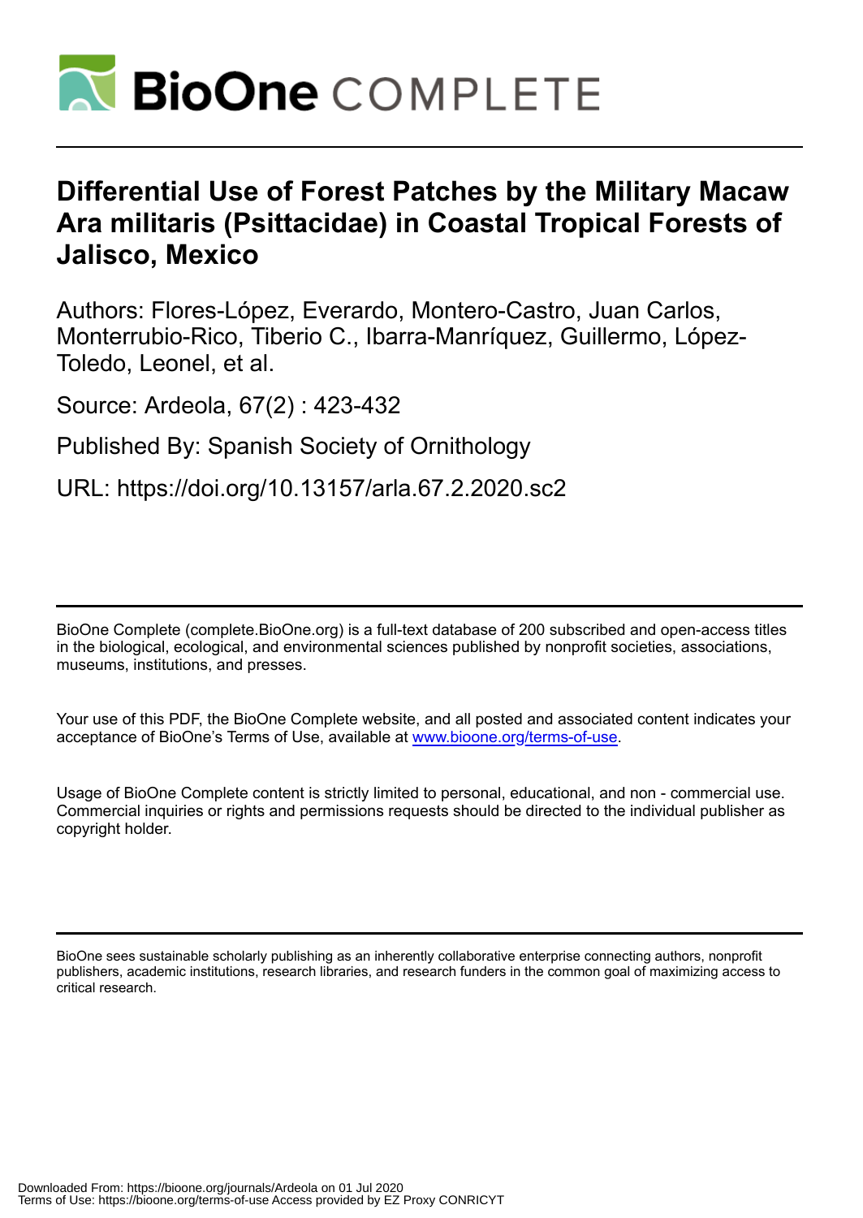# Differential Use of Forest Patches by the Military Macaw Ara militaris (Psittacidae) in Coastal Tropical Forests of Jalisco, Mexico

Authors: Flores-López, Everardo, Montero-Castro, Juan Carlos, Monterrubio-Rico, Tiberio C., Ibarra-Manríquez, Guillermo, López-Toledo, Leonel, et al.

Source: Ardeola, 67(2) : 423-432

Published By: Spanish Society of Ornithology

URL: https://doi.org/10.13157/arla.67.2.2020.sc2

---

BioOne Complete (complete.BioOne.org) is a full-text database of 200 subscribed and open-access titles in the biological, ecological, and environmental sciences published by nonprofit societies, associations, museums, institutions, and presses.

Your use of this PDF, the BioOne Complete website, and all posted and associated content indicates your acceptance of BioOne's Terms of Use, available at www.bioone.org/terms-of-use.

Usage of BioOne Complete content is strictly limited to personal, educational, and non - commercial use. Commercial inquiries or rights and permissions requests should be directed to the individual publisher as copyright holder.

---

BioOne sees sustainable scholarly publishing as an inherently collaborative enterprise connecting authors, nonprofit publishers, academic institutions, research libraries, and research funders in the common goal of maximizing access to critical research.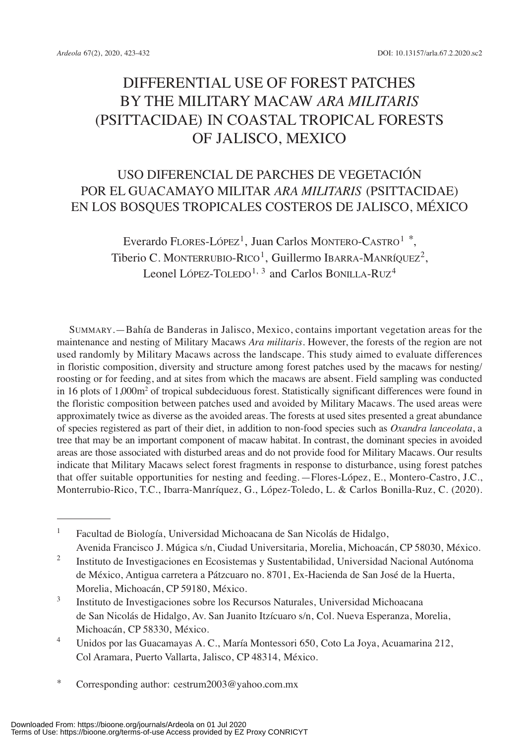# DIFFERENTIAL USE OF FOREST PATCHES BY THE MILITARY MACAW *ARA MILITARIS* (PSITTACIDAE) IN COASTAL TROPICAL FORESTS OF JALISCO, MEXICO

## USO DIFERENCIAL DE PARCHES DE VEGETACIÓN POR EL GUACAMAYO MILITAR *ARA MILITARIS* (PSITTACIDAE) EN LOS BOSQUES TROPICALES COSTEROS DE JALISCO, MÉXICO

Everardo FLORES-LÓPEZ[1], Juan Carlos MONTERO-CASTRO[1 *], Tiberio C. MONTERRUBIO-RICO[1], Guillermo IBARRA-MANRÍQUEZ[2], Leonel LÓPEZ-TOLEDO[1, 3] and Carlos BONILLA-RUZ[4]

SUMMARY.—Bahía de Banderas in Jalisco, Mexico, contains important vegetation areas for the maintenance and nesting of Military Macaws *Ara militaris*. However, the forests of the region are not used randomly by Military Macaws across the landscape. This study aimed to evaluate differences in floristic composition, diversity and structure among forest patches used by the macaws for nesting/roosting or for feeding, and at sites from which the macaws are absent. Field sampling was conducted in 16 plots of 1,000m$^2$ of tropical subdeciduous forest. Statistically significant differences were found in the floristic composition between patches used and avoided by Military Macaws. The used areas were approximately twice as diverse as the avoided areas. The forests at used sites presented a great abundance of species registered as part of their diet, in addition to non-food species such as *Oxandra lanceolata*, a tree that may be an important component of macaw habitat. In contrast, the dominant species in avoided areas are those associated with disturbed areas and do not provide food for Military Macaws. Our results indicate that Military Macaws select forest fragments in response to disturbance, using forest patches that offer suitable opportunities for nesting and feeding.—Flores-López, E., Montero-Castro, J.C., Monterrubio-Rico, T.C., Ibarra-Manríquez, G., López-Toledo, L. & Carlos Bonilla-Ruz, C. (2020).

---

[1] Facultad de Biología, Universidad Michoacana de San Nicolás de Hidalgo, Avenida Francisco J. Múgica s/n, Ciudad Universitaria, Morelia, Michoacán, CP 58030, México.

[2] Instituto de Investigaciones en Ecosistemas y Sustentabilidad, Universidad Nacional Autónoma de México, Antigua carretera a Pátzcuaro no. 8701, Ex-Hacienda de San José de la Huerta, Morelia, Michoacán, CP 59180, México.

[3] Instituto de Investigaciones sobre los Recursos Naturales, Universidad Michoacana de San Nicolás de Hidalgo, Av. San Juanito Itzícuaro s/n, Col. Nueva Esperanza, Morelia, Michoacán, CP 58330, México.

[4] Unidos por las Guacamayas A. C., María Montessori 650, Coto La Joya, Acuamarina 212, Col Aramara, Puerto Vallarta, Jalisco, CP 48314, México.

[*] Corresponding author: cestrum2003@yahoo.com.mx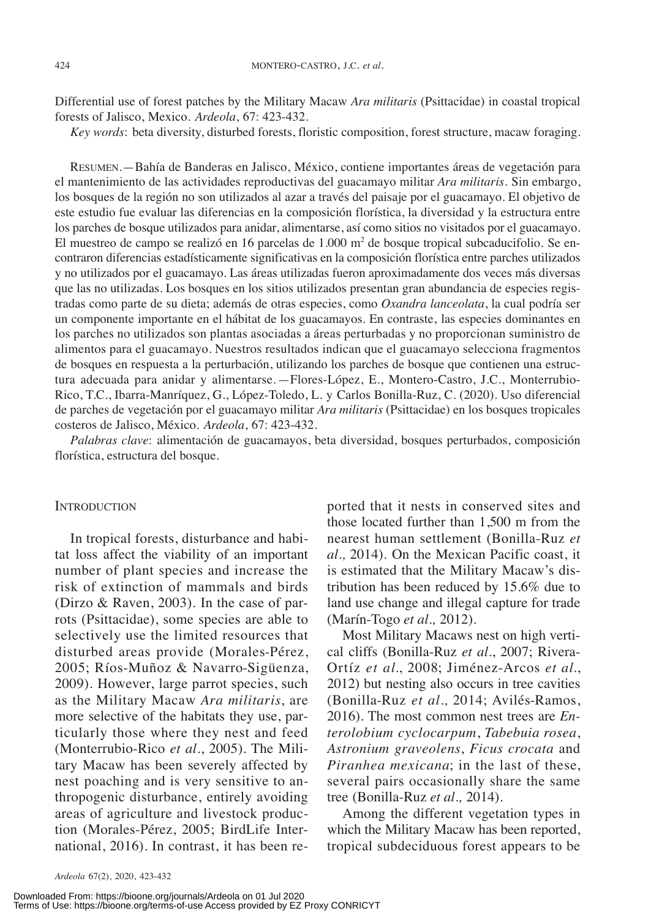Differential use of forest patches by the Military Macaw *Ara militaris* (Psittacidae) in coastal tropical forests of Jalisco, Mexico. *Ardeola*, 67: 423-432.

*Key words*: beta diversity, disturbed forests, floristic composition, forest structure, macaw foraging.

RESUMEN.—Bahía de Banderas en Jalisco, México, contiene importantes áreas de vegetación para el mantenimiento de las actividades reproductivas del guacamayo militar *Ara militaris*. Sin embargo, los bosques de la región no son utilizados al azar a través del paisaje por el guacamayo. El objetivo de este estudio fue evaluar las diferencias en la composición florística, la diversidad y la estructura entre los parches de bosque utilizados para anidar, alimentarse, así como sitios no visitados por el guacamayo. El muestreo de campo se realizó en 16 parcelas de 1.000 m$^2$ de bosque tropical subcaducifolio. Se encontraron diferencias estadísticamente significativas en la composición florística entre parches utilizados y no utilizados por el guacamayo. Las áreas utilizadas fueron aproximadamente dos veces más diversas que las no utilizadas. Los bosques en los sitios utilizados presentan gran abundancia de especies registradas como parte de su dieta; además de otras especies, como *Oxandra lanceolata*, la cual podría ser un componente importante en el hábitat de los guacamayos. En contraste, las especies dominantes en los parches no utilizados son plantas asociadas a áreas perturbadas y no proporcionan suministro de alimentos para el guacamayo. Nuestros resultados indican que el guacamayo selecciona fragmentos de bosques en respuesta a la perturbación, utilizando los parches de bosque que contienen una estructura adecuada para anidar y alimentarse.—Flores-López, E., Montero-Castro, J.C., Monterrubio-Rico, T.C., Ibarra-Manríquez, G., López-Toledo, L. y Carlos Bonilla-Ruz, C. (2020). Uso diferencial de parches de vegetación por el guacamayo militar *Ara militaris* (Psittacidae) en los bosques tropicales costeros de Jalisco, México. *Ardeola*, 67: 423-432.

*Palabras clave*: alimentación de guacamayos, beta diversidad, bosques perturbados, composición florística, estructura del bosque.

## INTRODUCTION

In tropical forests, disturbance and habitat loss affect the viability of an important number of plant species and increase the risk of extinction of mammals and birds (Dirzo & Raven, 2003). In the case of parrots (Psittacidae), some species are able to selectively use the limited resources that disturbed areas provide (Morales-Pérez, 2005; Ríos-Muñoz & Navarro-Sigüenza, 2009). However, large parrot species, such as the Military Macaw *Ara militaris*, are more selective of the habitats they use, particularly those where they nest and feed (Monterrubio-Rico *et al*., 2005). The Military Macaw has been severely affected by nest poaching and is very sensitive to anthropogenic disturbance, entirely avoiding areas of agriculture and livestock production (Morales-Pérez, 2005; BirdLife International, 2016). In contrast, it has been reported that it nests in conserved sites and those located further than 1,500 m from the nearest human settlement (Bonilla-Ruz *et al.,* 2014). On the Mexican Pacific coast, it is estimated that the Military Macaw's distribution has been reduced by 15.6% due to land use change and illegal capture for trade (Marín-Togo *et al.,* 2012).

Most Military Macaws nest on high vertical cliffs (Bonilla-Ruz *et al*., 2007; Rivera-Ortíz *et al*., 2008; Jiménez-Arcos *et al*., 2012) but nesting also occurs in tree cavities (Bonilla-Ruz *et al.,* 2014; Avilés-Ramos, 2016). The most common nest trees are *Enterolobium cyclocarpum*, *Tabebuia rosea*, *Astronium graveolens*, *Ficus crocata* and *Piranhea mexicana*; in the last of these, several pairs occasionally share the same tree (Bonilla-Ruz *et al.,* 2014).

Among the different vegetation types in which the Military Macaw has been reported, tropical subdeciduous forest appears to be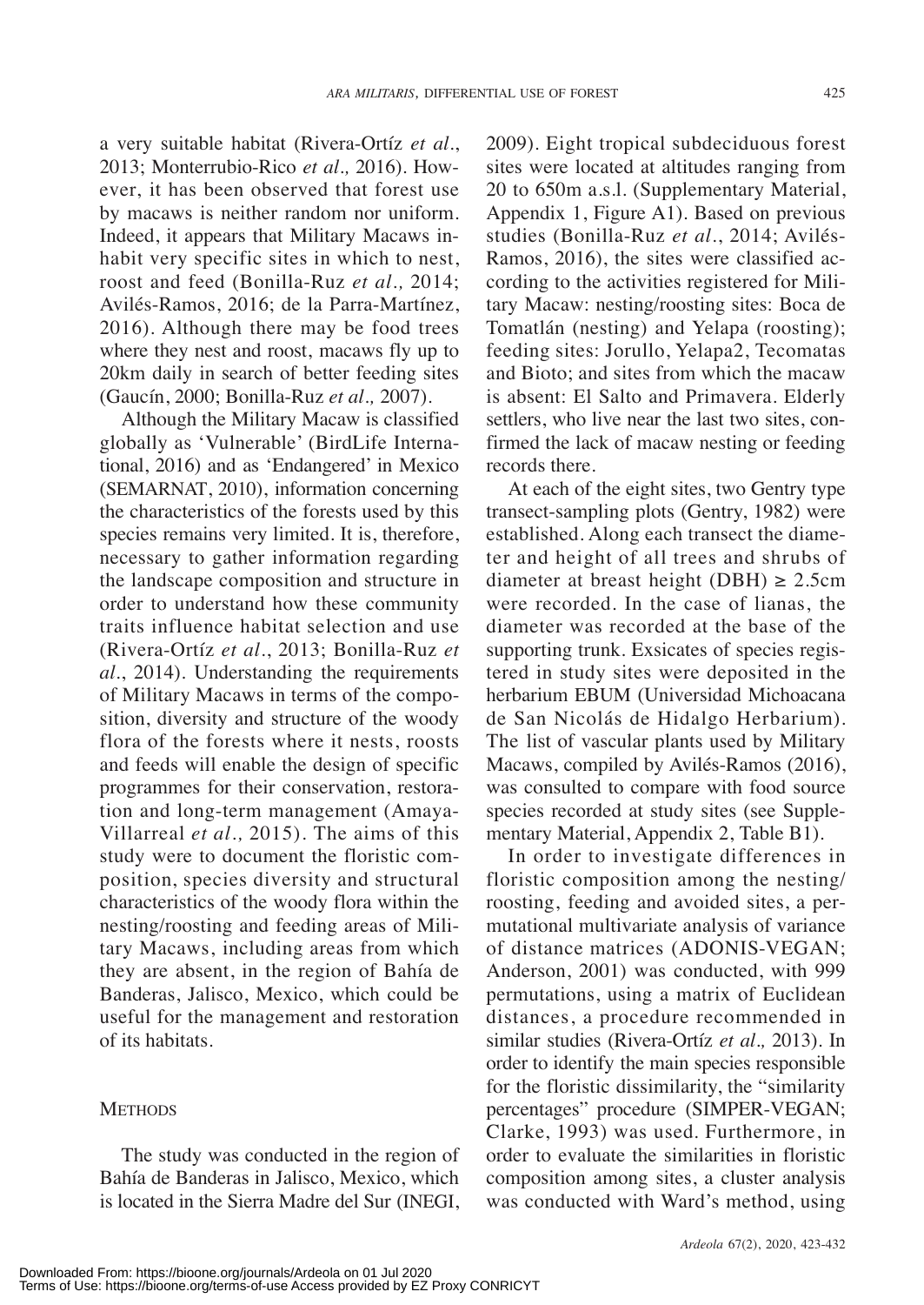a very suitable habitat (Rivera-Ortíz *et al*., 2013; Monterrubio-Rico *et al.,* 2016). However, it has been observed that forest use by macaws is neither random nor uniform. Indeed, it appears that Military Macaws inhabit very specific sites in which to nest, roost and feed (Bonilla-Ruz *et al.,* 2014; Avilés-Ramos, 2016; de la Parra-Martínez, 2016). Although there may be food trees where they nest and roost, macaws fly up to 20km daily in search of better feeding sites (Gaucín, 2000; Bonilla-Ruz *et al.,* 2007).

Although the Military Macaw is classified globally as 'Vulnerable' (BirdLife International, 2016) and as 'Endangered' in Mexico (SEMARNAT, 2010), information concerning the characteristics of the forests used by this species remains very limited. It is, therefore, necessary to gather information regarding the landscape composition and structure in order to understand how these community traits influence habitat selection and use (Rivera-Ortíz *et al*., 2013; Bonilla-Ruz *et al*., 2014). Understanding the requirements of Military Macaws in terms of the composition, diversity and structure of the woody flora of the forests where it nests, roosts and feeds will enable the design of specific programmes for their conservation, restoration and long-term management (Amaya-Villarreal *et al.,* 2015). The aims of this study were to document the floristic composition, species diversity and structural characteristics of the woody flora within the nesting/roosting and feeding areas of Military Macaws, including areas from which they are absent, in the region of Bahía de Banderas, Jalisco, Mexico, which could be useful for the management and restoration of its habitats.

## Methods

The study was conducted in the region of Bahía de Banderas in Jalisco, Mexico, which is located in the Sierra Madre del Sur (INEGI, 2009). Eight tropical subdeciduous forest sites were located at altitudes ranging from 20 to 650m a.s.l. (Supplementary Material, Appendix 1, Figure A1). Based on previous studies (Bonilla-Ruz *et al*., 2014; Avilés-Ramos, 2016), the sites were classified according to the activities registered for Military Macaw: nesting/roosting sites: Boca de Tomatlán (nesting) and Yelapa (roosting); feeding sites: Jorullo, Yelapa2, Tecomatas and Bioto; and sites from which the macaw is absent: El Salto and Primavera. Elderly settlers, who live near the last two sites, confirmed the lack of macaw nesting or feeding records there.

At each of the eight sites, two Gentry type transect-sampling plots (Gentry, 1982) were established. Along each transect the diameter and height of all trees and shrubs of diameter at breast height (DBH) $\geq$ 2.5cm were recorded. In the case of lianas, the diameter was recorded at the base of the supporting trunk. Exsicates of species registered in study sites were deposited in the herbarium EBUM (Universidad Michoacana de San Nicolás de Hidalgo Herbarium). The list of vascular plants used by Military Macaws, compiled by Avilés-Ramos (2016), was consulted to compare with food source species recorded at study sites (see Supplementary Material, Appendix 2, Table B1).

In order to investigate differences in floristic composition among the nesting/roosting, feeding and avoided sites, a permutational multivariate analysis of variance of distance matrices (ADONIS-VEGAN; Anderson, 2001) was conducted, with 999 permutations, using a matrix of Euclidean distances, a procedure recommended in similar studies (Rivera-Ortíz *et al.,* 2013). In order to identify the main species responsible for the floristic dissimilarity, the "similarity percentages" procedure (SIMPER-VEGAN; Clarke, 1993) was used. Furthermore, in order to evaluate the similarities in floristic composition among sites, a cluster analysis was conducted with Ward's method, using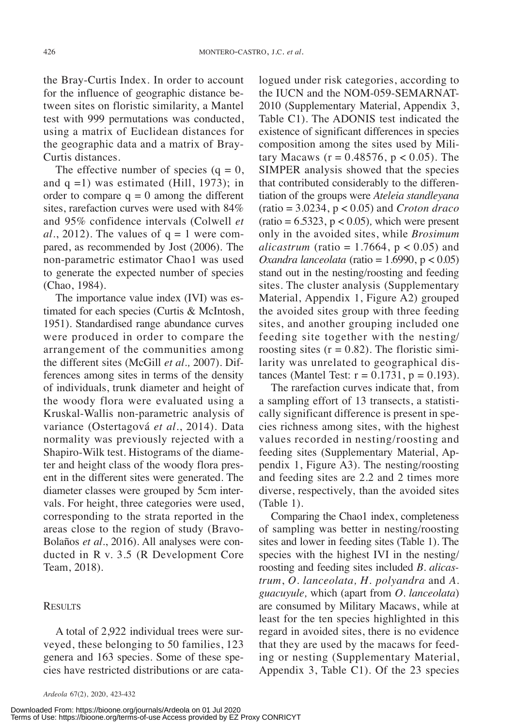the Bray-Curtis Index. In order to account for the influence of geographic distance between sites on floristic similarity, a Mantel test with 999 permutations was conducted, using a matrix of Euclidean distances for the geographic data and a matrix of Bray-Curtis distances.

The effective number of species ($q = 0$, and $q = 1$) was estimated (Hill, 1973); in order to compare $q = 0$ among the different sites, rarefaction curves were used with 84% and 95% confidence intervals (Colwell *et al*., 2012). The values of $q = 1$ were compared, as recommended by Jost (2006). The non-parametric estimator Chao1 was used to generate the expected number of species (Chao, 1984).

The importance value index (IVI) was estimated for each species (Curtis & McIntosh, 1951). Standardised range abundance curves were produced in order to compare the arrangement of the communities among the different sites (McGill *et al.,* 2007). Differences among sites in terms of the density of individuals, trunk diameter and height of the woody flora were evaluated using a Kruskal-Wallis non-parametric analysis of variance (Ostertagová *et al*., 2014). Data normality was previously rejected with a Shapiro-Wilk test. Histograms of the diameter and height class of the woody flora present in the different sites were generated. The diameter classes were grouped by 5cm intervals. For height, three categories were used, corresponding to the strata reported in the areas close to the region of study (Bravo-Bolaños *et al*., 2016). All analyses were conducted in R v. 3.5 (R Development Core Team, 2018).

## Results

A total of 2,922 individual trees were surveyed, these belonging to 50 families, 123 genera and 163 species. Some of these species have restricted distributions or are catalogued under risk categories, according to the IUCN and the NOM-059-SEMARNAT-2010 (Supplementary Material, Appendix 3, Table C1). The ADONIS test indicated the existence of significant differences in species composition among the sites used by Military Macaws ($r = 0.48576$, $p < 0.05$). The SIMPER analysis showed that the species that contributed considerably to the differentiation of the groups were *Ateleia standleyana* (ratio = 3.0234, $p < 0.05$) and *Croton draco* (ratio = 6.5323, $p < 0.05$)*,* which were present only in the avoided sites, while *Brosimum alicastrum* (ratio = 1.7664, $p < 0.05$) and *Oxandra lanceolata* (ratio = 1.6990, $p < 0.05$) stand out in the nesting/roosting and feeding sites. The cluster analysis (Supplementary Material, Appendix 1, Figure A2) grouped the avoided sites group with three feeding sites, and another grouping included one feeding site together with the nesting/roosting sites ($r = 0.82$). The floristic similarity was unrelated to geographical distances (Mantel Test: $r = 0.1731$, $p = 0.193$).

The rarefaction curves indicate that, from a sampling effort of 13 transects, a statistically significant difference is present in species richness among sites, with the highest values recorded in nesting/roosting and feeding sites (Supplementary Material, Appendix 1, Figure A3). The nesting/roosting and feeding sites are 2.2 and 2 times more diverse, respectively, than the avoided sites (Table 1).

Comparing the Chao1 index, completeness of sampling was better in nesting/roosting sites and lower in feeding sites (Table 1). The species with the highest IVI in the nesting/roosting and feeding sites included *B. alicastrum*, *O. lanceolata, H. polyandra* and *A. guacuyule,* which (apart from *O. lanceolata*) are consumed by Military Macaws, while at least for the ten species highlighted in this regard in avoided sites, there is no evidence that they are used by the macaws for feeding or nesting (Supplementary Material, Appendix 3, Table C1). Of the 23 species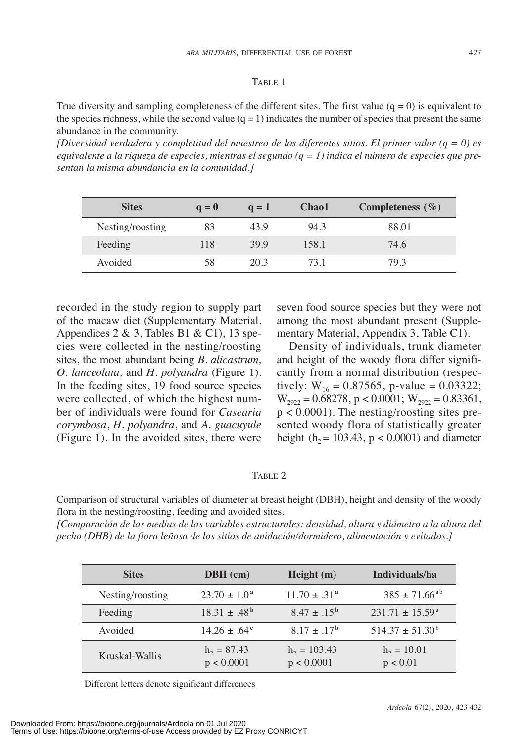Table 1

True diversity and sampling completeness of the different sites. The first value ($q = 0$) is equivalent to the species richness, while the second value ($q = 1$) indicates the number of species that present the same abundance in the community.

*[Diversidad verdadera y completitud del muestreo de los diferentes sitios. El primer valor ($q = 0$) es equivalente a la riqueza de especies, mientras el segundo ($q = 1$) indica el número de especies que presentan la misma abundancia en la comunidad.]*

| Sites | q = 0 | q = 1 | Chao1 | Completeness (%) |
|---|---|---|---|---|
| Nesting/roosting | 83 | 43.9 | 94.3 | 88.01 |
| Feeding | 118 | 39.9 | 158.1 | 74.6 |
| Avoided | 58 | 20.3 | 73.1 | 79.3 |

recorded in the study region to supply part of the macaw diet (Supplementary Material, Appendices 2 & 3, Tables B1 & C1), 13 species were collected in the nesting/roosting sites, the most abundant being *B. alicastrum, O. lanceolata,* and *H. polyandra* (Figure 1). In the feeding sites, 19 food source species were collected, of which the highest number of individuals were found for *Casearia corymbosa*, *H. polyandra*, and *A. guacuyule* (Figure 1). In the avoided sites, there were seven food source species but they were not among the most abundant present (Supplementary Material, Appendix 3, Table C1).

Density of individuals, trunk diameter and height of the woody flora differ significantly from a normal distribution (respectively: $W_{16} = 0.87565$, p-value = 0.03322; $W_{2922} = 0.68278$, $p < 0.0001$; $W_{2922} = 0.83361$, $p < 0.0001$). The nesting/roosting sites presented woody flora of statistically greater height ($h_2 = 103.43$, $p < 0.0001$) and diameter

Table 2

Comparison of structural variables of diameter at breast height (DBH), height and density of the woody flora in the nesting/roosting, feeding and avoided sites.

*[Comparación de las medias de las variables estructurales: densidad, altura y diámetro a la altura del pecho (DHB) de la flora leñosa de los sitios de anidación/dormidero, alimentación y evitados.]*

| Sites | DBH (cm) | Height (m) | Individuals/ha |
|---|---|---|---|
| Nesting/roosting | $23.70 \pm 1.0^{a}$ | $11.70 \pm .31^{a}$ | $385 \pm 71.66^{ab}$ |
| Feeding | $18.31 \pm .48^{b}$ | $8.47 \pm .15^{b}$ | $231.71 \pm 15.59^{a}$ |
| Avoided | $14.26 \pm .64^{c}$ | $8.17 \pm .17^{b}$ | $514.37 \pm 51.30^{b}$ |
| Kruskal-Wallis | $h_2 = 87.43$, $p < 0.0001$ | $h_2 = 103.43$, $p < 0.0001$ | $h_2 = 10.01$, $p < 0.01$ |

Different letters denote significant differences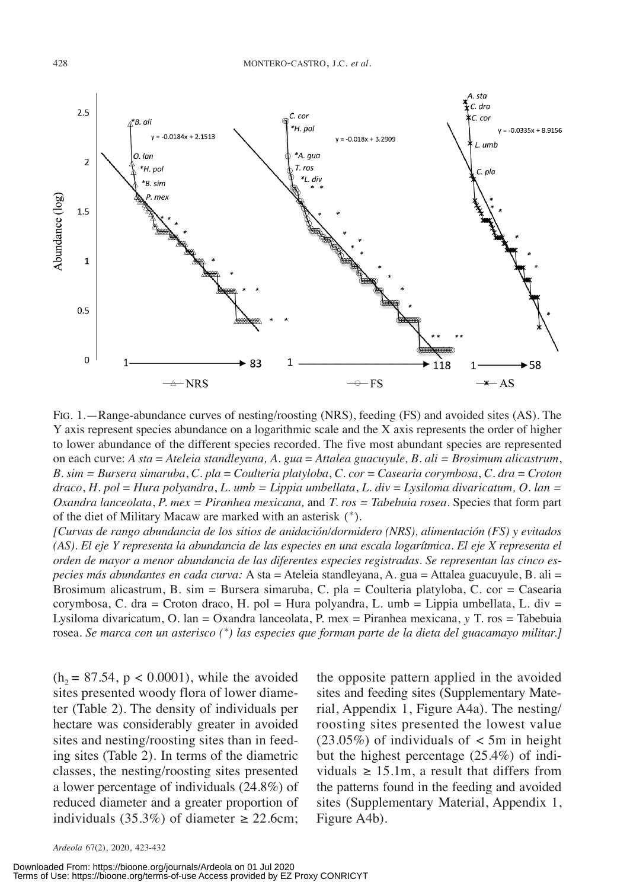FIG. 1.—Range-abundance curves of nesting/roosting (NRS), feeding (FS) and avoided sites (AS). The Y axis represent species abundance on a logarithmic scale and the X axis represents the order of higher to lower abundance of the different species recorded. The five most abundant species are represented on each curve: *A sta = Ateleia standleyana*, *A. gua = Attalea guacuyule*, *B. ali = Brosimum alicastrum*, *B. sim = Bursera simaruba*, *C. pla = Coulteria platyloba*, *C. cor = Casearia corymbosa*, *C. dra = Croton draco*, *H. pol = Hura polyandra*, *L. umb = Lippia umbellata*, *L. div = Lysiloma divaricatum, O. lan = Oxandra lanceolata*, *P. mex = Piranhea mexicana,* and *T. ros = Tabebuia rosea*. Species that form part of the diet of Military Macaw are marked with an asterisk (*).

*[Curvas de rango abundancia de los sitios de anidación/dormidero (NRS), alimentación (FS) y evitados (AS). El eje Y representa la abundancia de las especies en una escala logarítmica. El eje X representa el orden de mayor a menor abundancia de las diferentes especies registradas. Se representan las cinco especies más abundantes en cada curva:* A sta = Ateleia standleyana, A. gua = Attalea guacuyule, B. ali = Brosimum alicastrum, B. sim = Bursera simaruba, C. pla = Coulteria platyloba, C. cor = Casearia corymbosa, C. dra = Croton draco, H. pol = Hura polyandra, L. umb = Lippia umbellata, L. div = Lysiloma divaricatum, O. lan = Oxandra lanceolata, P. mex = Piranhea mexicana, *y* T. ros = Tabebuia rosea. *Se marca con un asterisco (*) las especies que forman parte de la dieta del guacamayo militar.]*

($h_2 = 87.54$, $p < 0.0001$), while the avoided sites presented woody flora of lower diameter (Table 2). The density of individuals per hectare was considerably greater in avoided sites and nesting/roosting sites than in feeding sites (Table 2). In terms of the diametric classes, the nesting/roosting sites presented a lower percentage of individuals (24.8%) of reduced diameter and a greater proportion of individuals (35.3%) of diameter ≥ 22.6cm; the opposite pattern applied in the avoided sites and feeding sites (Supplementary Material, Appendix 1, Figure A4a). The nesting/roosting sites presented the lowest value (23.05%) of individuals of < 5m in height but the highest percentage (25.4%) of individuals ≥ 15.1m, a result that differs from the patterns found in the feeding and avoided sites (Supplementary Material, Appendix 1, Figure A4b).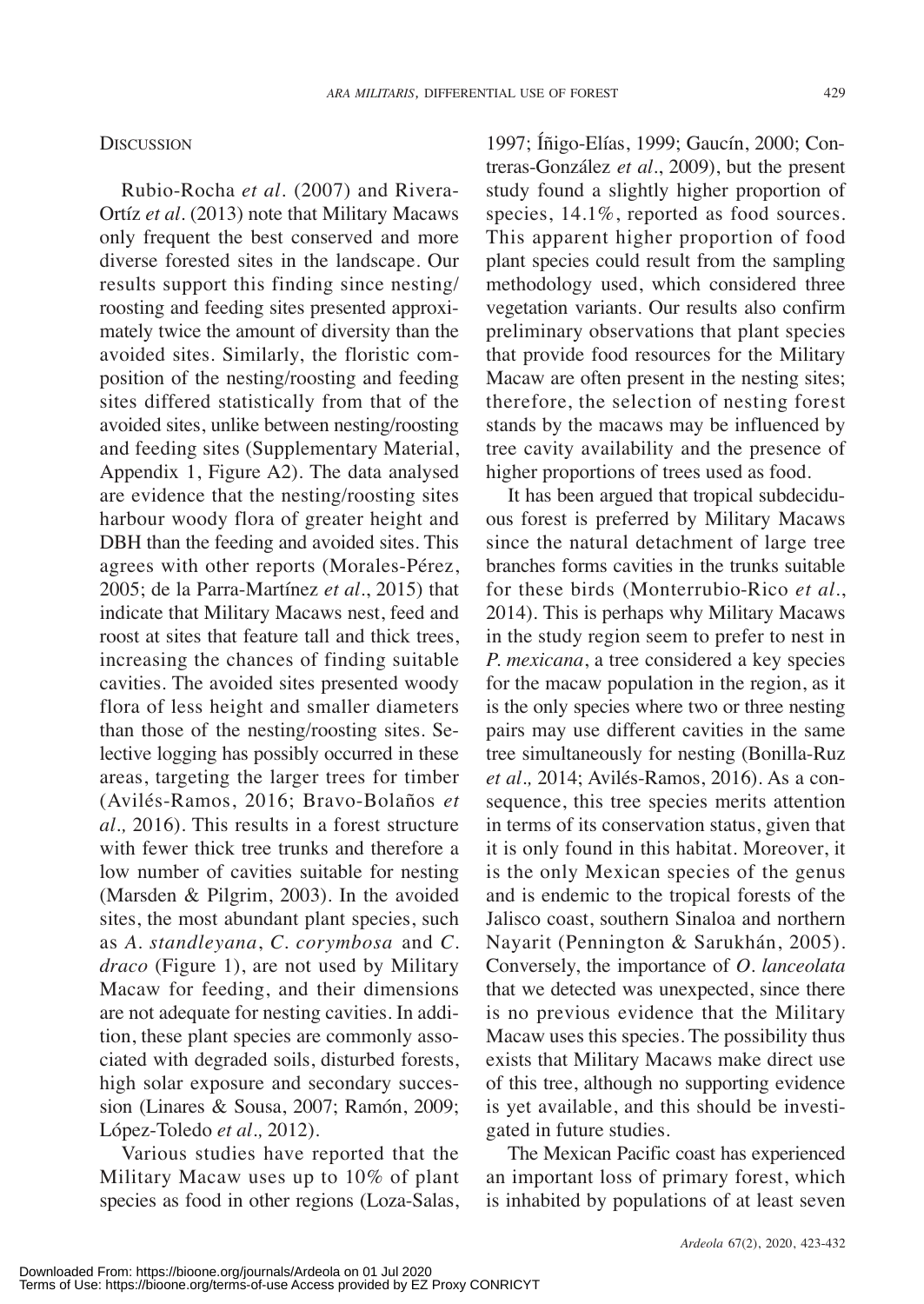## Discussion

Rubio-Rocha *et al*. (2007) and Rivera-Ortíz *et al*. (2013) note that Military Macaws only frequent the best conserved and more diverse forested sites in the landscape. Our results support this finding since nesting/roosting and feeding sites presented approximately twice the amount of diversity than the avoided sites. Similarly, the floristic composition of the nesting/roosting and feeding sites differed statistically from that of the avoided sites, unlike between nesting/roosting and feeding sites (Supplementary Material, Appendix 1, Figure A2). The data analysed are evidence that the nesting/roosting sites harbour woody flora of greater height and DBH than the feeding and avoided sites. This agrees with other reports (Morales-Pérez, 2005; de la Parra-Martínez *et al*., 2015) that indicate that Military Macaws nest, feed and roost at sites that feature tall and thick trees, increasing the chances of finding suitable cavities. The avoided sites presented woody flora of less height and smaller diameters than those of the nesting/roosting sites. Selective logging has possibly occurred in these areas, targeting the larger trees for timber (Avilés-Ramos, 2016; Bravo-Bolaños *et al.,* 2016). This results in a forest structure with fewer thick tree trunks and therefore a low number of cavities suitable for nesting (Marsden & Pilgrim, 2003). In the avoided sites, the most abundant plant species, such as *A. standleyana*, *C. corymbosa* and *C. draco* (Figure 1), are not used by Military Macaw for feeding, and their dimensions are not adequate for nesting cavities. In addition, these plant species are commonly associated with degraded soils, disturbed forests, high solar exposure and secondary succession (Linares & Sousa, 2007; Ramón, 2009; López-Toledo *et al.,* 2012).

Various studies have reported that the Military Macaw uses up to 10% of plant species as food in other regions (Loza-Salas, 1997; Íñigo-Elías, 1999; Gaucín, 2000; Contreras-González *et al*., 2009), but the present study found a slightly higher proportion of species, 14.1%, reported as food sources. This apparent higher proportion of food plant species could result from the sampling methodology used, which considered three vegetation variants. Our results also confirm preliminary observations that plant species that provide food resources for the Military Macaw are often present in the nesting sites; therefore, the selection of nesting forest stands by the macaws may be influenced by tree cavity availability and the presence of higher proportions of trees used as food.

It has been argued that tropical subdeciduous forest is preferred by Military Macaws since the natural detachment of large tree branches forms cavities in the trunks suitable for these birds (Monterrubio-Rico *et al*., 2014). This is perhaps why Military Macaws in the study region seem to prefer to nest in *P. mexicana*, a tree considered a key species for the macaw population in the region, as it is the only species where two or three nesting pairs may use different cavities in the same tree simultaneously for nesting (Bonilla-Ruz *et al.,* 2014; Avilés-Ramos, 2016). As a consequence, this tree species merits attention in terms of its conservation status, given that it is only found in this habitat. Moreover, it is the only Mexican species of the genus and is endemic to the tropical forests of the Jalisco coast, southern Sinaloa and northern Nayarit (Pennington & Sarukhán, 2005). Conversely, the importance of *O. lanceolata* that we detected was unexpected, since there is no previous evidence that the Military Macaw uses this species. The possibility thus exists that Military Macaws make direct use of this tree, although no supporting evidence is yet available, and this should be investigated in future studies.

The Mexican Pacific coast has experienced an important loss of primary forest, which is inhabited by populations of at least seven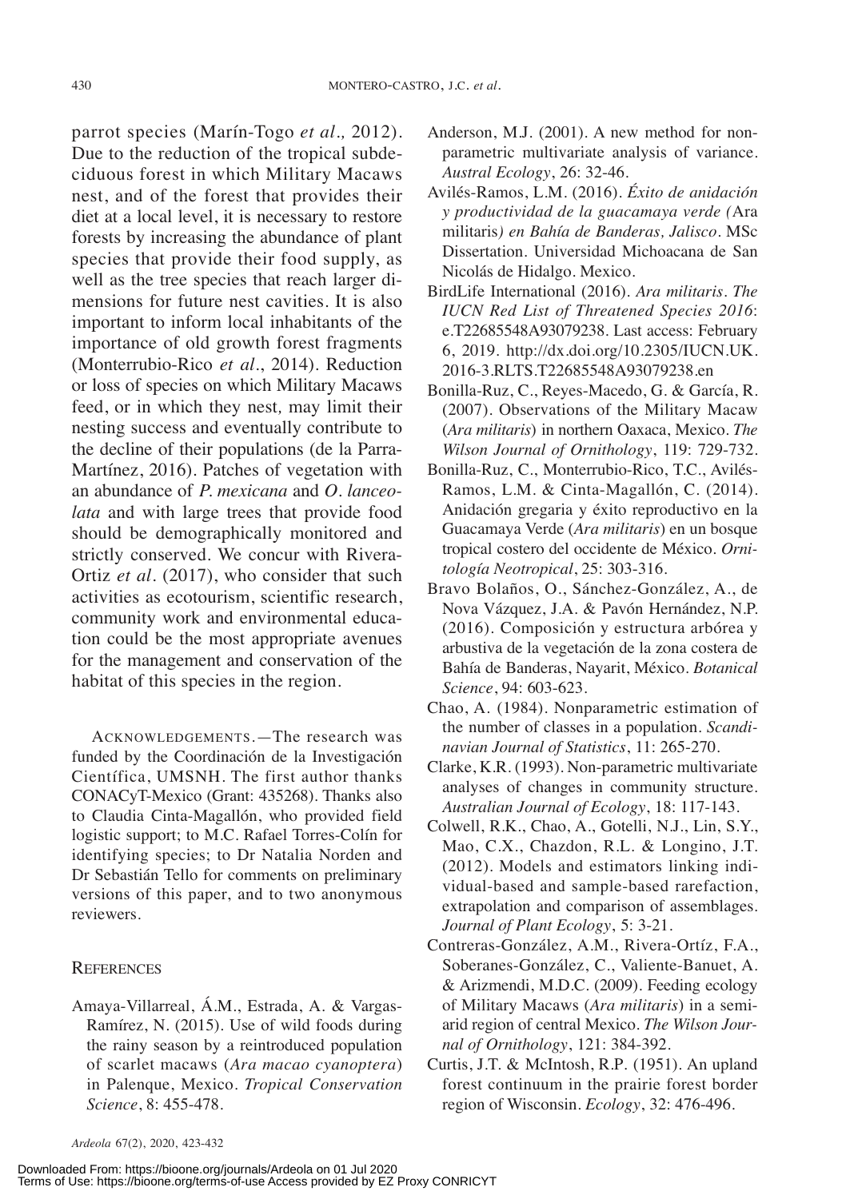parrot species (Marín-Togo *et al.,* 2012). Due to the reduction of the tropical subdeciduous forest in which Military Macaws nest, and of the forest that provides their diet at a local level, it is necessary to restore forests by increasing the abundance of plant species that provide their food supply, as well as the tree species that reach larger dimensions for future nest cavities. It is also important to inform local inhabitants of the importance of old growth forest fragments (Monterrubio-Rico *et al*., 2014). Reduction or loss of species on which Military Macaws feed, or in which they nest, may limit their nesting success and eventually contribute to the decline of their populations (de la Parra-Martínez, 2016). Patches of vegetation with an abundance of *P. mexicana* and *O. lanceolata* and with large trees that provide food should be demographically monitored and strictly conserved. We concur with Rivera-Ortiz *et al*. (2017), who consider that such activities as ecotourism, scientific research, community work and environmental education could be the most appropriate avenues for the management and conservation of the habitat of this species in the region.

ACKNOWLEDGEMENTS.—The research was funded by the Coordinación de la Investigación Científica, UMSNH. The first author thanks CONACyT-Mexico (Grant: 435268). Thanks also to Claudia Cinta-Magallón, who provided field logistic support; to M.C. Rafael Torres-Colín for identifying species; to Dr Natalia Norden and Dr Sebastián Tello for comments on preliminary versions of this paper, and to two anonymous reviewers.

## REFERENCES

Amaya-Villarreal, Á.M., Estrada, A. & Vargas-Ramírez, N. (2015). Use of wild foods during the rainy season by a reintroduced population of scarlet macaws (*Ara macao cyanoptera*) in Palenque, Mexico. *Tropical Conservation Science*, 8: 455-478.

Anderson, M.J. (2001). A new method for non-parametric multivariate analysis of variance. *Austral Ecology*, 26: 32-46.

Avilés-Ramos, L.M. (2016). *Éxito de anidación y productividad de la guacamaya verde (*Ara militaris*) en Bahía de Banderas, Jalisco*. MSc Dissertation. Universidad Michoacana de San Nicolás de Hidalgo. Mexico.

BirdLife International (2016). *Ara militaris*. *The IUCN Red List of Threatened Species 2016*: e.T22685548A93079238. Last access: February 6, 2019. http://dx.doi.org/10.2305/IUCN.UK.2016-3.RLTS.T22685548A93079238.en

Bonilla-Ruz, C., Reyes-Macedo, G. & García, R. (2007). Observations of the Military Macaw (*Ara militaris*) in northern Oaxaca, Mexico. *The Wilson Journal of Ornithology*, 119: 729-732.

Bonilla-Ruz, C., Monterrubio-Rico, T.C., Avilés-Ramos, L.M. & Cinta-Magallón, C. (2014). Anidación gregaria y éxito reproductivo en la Guacamaya Verde (*Ara militaris*) en un bosque tropical costero del occidente de México. *Ornitología Neotropical*, 25: 303-316.

Bravo Bolaños, O., Sánchez-González, A., de Nova Vázquez, J.A. & Pavón Hernández, N.P. (2016). Composición y estructura arbórea y arbustiva de la vegetación de la zona costera de Bahía de Banderas, Nayarit, México. *Botanical Science*, 94: 603-623.

Chao, A. (1984). Nonparametric estimation of the number of classes in a population. *Scandinavian Journal of Statistics*, 11: 265-270.

Clarke, K.R. (1993). Non-parametric multivariate analyses of changes in community structure. *Australian Journal of Ecology*, 18: 117-143.

Colwell, R.K., Chao, A., Gotelli, N.J., Lin, S.Y., Mao, C.X., Chazdon, R.L. & Longino, J.T. (2012). Models and estimators linking individual-based and sample-based rarefaction, extrapolation and comparison of assemblages. *Journal of Plant Ecology*, 5: 3-21.

Contreras-González, A.M., Rivera-Ortíz, F.A., Soberanes-González, C., Valiente-Banuet, A. & Arizmendi, M.D.C. (2009). Feeding ecology of Military Macaws (*Ara militaris*) in a semi-arid region of central Mexico. *The Wilson Journal of Ornithology*, 121: 384-392.

Curtis, J.T. & McIntosh, R.P. (1951). An upland forest continuum in the prairie forest border region of Wisconsin. *Ecology*, 32: 476-496.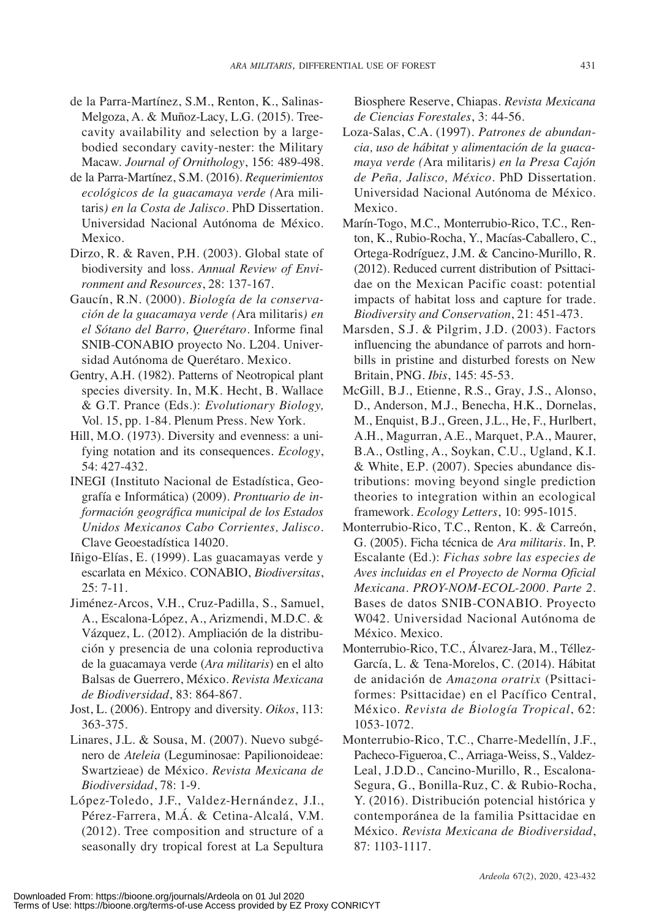de la Parra-Martínez, S.M., Renton, K., Salinas-Melgoza, A. & Muñoz-Lacy, L.G. (2015). Tree-cavity availability and selection by a large-bodied secondary cavity-nester: the Military Macaw. *Journal of Ornithology*, 156: 489-498.

de la Parra-Martínez, S.M. (2016). *Requerimientos ecológicos de la guacamaya verde (*Ara militaris*) en la Costa de Jalisco*. PhD Dissertation. Universidad Nacional Autónoma de México. Mexico.

Dirzo, R. & Raven, P.H. (2003). Global state of biodiversity and loss. *Annual Review of Environment and Resources*, 28: 137-167.

Gaucín, R.N. (2000). *Biología de la conservación de la guacamaya verde (*Ara militaris*) en el Sótano del Barro, Querétaro*. Informe final SNIB-CONABIO proyecto No. L204. Universidad Autónoma de Querétaro. Mexico.

Gentry, A.H. (1982). Patterns of Neotropical plant species diversity. In, M.K. Hecht, B. Wallace & G.T. Prance (Eds.): *Evolutionary Biology,* Vol. 15, pp. 1-84. Plenum Press. New York.

Hill, M.O. (1973). Diversity and evenness: a unifying notation and its consequences. *Ecology*, 54: 427-432.

INEGI (Instituto Nacional de Estadística, Geografía e Informática) (2009). *Prontuario de información geográfica municipal de los Estados Unidos Mexicanos Cabo Corrientes, Jalisco*. Clave Geoestadística 14020.

Iñigo-Elías, E. (1999). Las guacamayas verde y escarlata en México. CONABIO, *Biodiversitas*, 25: 7-11.

Jiménez-Arcos, V.H., Cruz-Padilla, S., Samuel, A., Escalona-López, A., Arizmendi, M.D.C. & Vázquez, L. (2012). Ampliación de la distribución y presencia de una colonia reproductiva de la guacamaya verde (*Ara militaris*) en el alto Balsas de Guerrero, México. *Revista Mexicana de Biodiversidad*, 83: 864-867.

Jost, L. (2006). Entropy and diversity. *Oikos*, 113: 363-375.

Linares, J.L. & Sousa, M. (2007). Nuevo subgénero de *Ateleia* (Leguminosae: Papilionoideae: Swartzieae) de México. *Revista Mexicana de Biodiversidad*, 78: 1-9.

López-Toledo, J.F., Valdez-Hernández, J.I., Pérez-Farrera, M.Á. & Cetina-Alcalá, V.M. (2012). Tree composition and structure of a seasonally dry tropical forest at La Sepultura Biosphere Reserve, Chiapas. *Revista Mexicana de Ciencias Forestales*, 3: 44-56.

Loza-Salas, C.A. (1997). *Patrones de abundancia, uso de hábitat y alimentación de la guacamaya verde (*Ara militaris*) en la Presa Cajón de Peña, Jalisco, México*. PhD Dissertation. Universidad Nacional Autónoma de México. Mexico.

Marín-Togo, M.C., Monterrubio-Rico, T.C., Renton, K., Rubio-Rocha, Y., Macías-Caballero, C., Ortega-Rodríguez, J.M. & Cancino-Murillo, R. (2012). Reduced current distribution of Psittacidae on the Mexican Pacific coast: potential impacts of habitat loss and capture for trade. *Biodiversity and Conservation*, 21: 451-473.

Marsden, S.J. & Pilgrim, J.D. (2003). Factors influencing the abundance of parrots and hornbills in pristine and disturbed forests on New Britain, PNG. *Ibis*, 145: 45-53.

McGill, B.J., Etienne, R.S., Gray, J.S., Alonso, D., Anderson, M.J., Benecha, H.K., Dornelas, M., Enquist, B.J., Green, J.L., He, F., Hurlbert, A.H., Magurran, A.E., Marquet, P.A., Maurer, B.A., Ostling, A., Soykan, C.U., Ugland, K.I. & White, E.P. (2007). Species abundance distributions: moving beyond single prediction theories to integration within an ecological framework. *Ecology Letters*, 10: 995-1015.

Monterrubio-Rico, T.C., Renton, K. & Carreón, G. (2005). Ficha técnica de *Ara militaris*. In, P. Escalante (Ed.): *Fichas sobre las especies de Aves incluidas en el Proyecto de Norma Oficial Mexicana. PROY-NOM-ECOL-2000. Parte 2*. Bases de datos SNIB-CONABIO. Proyecto W042. Universidad Nacional Autónoma de México. Mexico.

Monterrubio-Rico, T.C., Álvarez-Jara, M., Téllez-García, L. & Tena-Morelos, C. (2014). Hábitat de anidación de *Amazona oratrix* (Psittaciformes: Psittacidae) en el Pacífico Central, México. *Revista de Biología Tropical*, 62: 1053-1072.

Monterrubio-Rico, T.C., Charre-Medellín, J.F., Pacheco-Figueroa, C., Arriaga-Weiss, S., Valdez-Leal, J.D.D., Cancino-Murillo, R., Escalona-Segura, G., Bonilla-Ruz, C. & Rubio-Rocha, Y. (2016). Distribución potencial histórica y contemporánea de la familia Psittacidae en México. *Revista Mexicana de Biodiversidad*, 87: 1103-1117.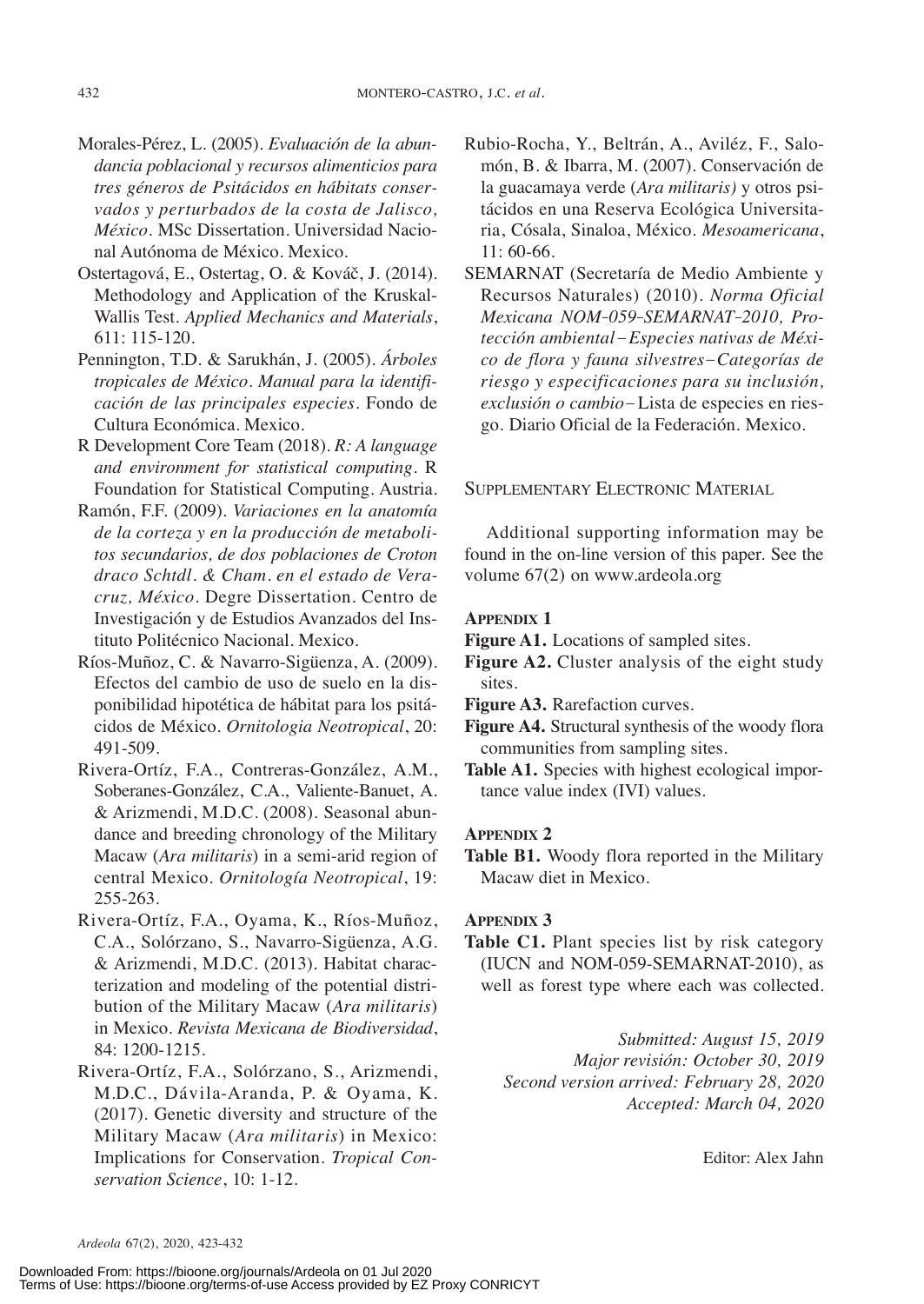Morales-Pérez, L. (2005). *Evaluación de la abundancia poblacional y recursos alimenticios para tres géneros de Psitácidos en hábitats conservados y perturbados de la costa de Jalisco, México*. MSc Dissertation. Universidad Nacional Autónoma de México. Mexico.

Ostertagová, E., Ostertag, O. & Kováč, J. (2014). Methodology and Application of the Kruskal-Wallis Test. *Applied Mechanics and Materials*, 611: 115-120.

Pennington, T.D. & Sarukhán, J. (2005). *Árboles tropicales de México. Manual para la identificación de las principales especies*. Fondo de Cultura Económica. Mexico.

R Development Core Team (2018). *R: A language and environment for statistical computing*. R Foundation for Statistical Computing. Austria.

Ramón, F.F. (2009). *Variaciones en la anatomía de la corteza y en la producción de metabolitos secundarios, de dos poblaciones de Croton draco Schtdl. & Cham. en el estado de Veracruz, México*. Degre Dissertation. Centro de Investigación y de Estudios Avanzados del Instituto Politécnico Nacional. Mexico.

Ríos-Muñoz, C. & Navarro-Sigüenza, A. (2009). Efectos del cambio de uso de suelo en la disponibilidad hipotética de hábitat para los psitácidos de México. *Ornitologia Neotropical*, 20: 491-509.

Rivera-Ortíz, F.A., Contreras-González, A.M., Soberanes-González, C.A., Valiente-Banuet, A. & Arizmendi, M.D.C. (2008). Seasonal abundance and breeding chronology of the Military Macaw (*Ara militaris*) in a semi-arid region of central Mexico. *Ornitología Neotropical*, 19: 255-263.

Rivera-Ortíz, F.A., Oyama, K., Ríos-Muñoz, C.A., Solórzano, S., Navarro-Sigüenza, A.G. & Arizmendi, M.D.C. (2013). Habitat characterization and modeling of the potential distribution of the Military Macaw (*Ara militaris*) in Mexico. *Revista Mexicana de Biodiversidad*, 84: 1200-1215.

Rivera-Ortíz, F.A., Solórzano, S., Arizmendi, M.D.C., Dávila-Aranda, P. & Oyama, K. (2017). Genetic diversity and structure of the Military Macaw (*Ara militaris*) in Mexico: Implications for Conservation. *Tropical Conservation Science*, 10: 1-12.

Rubio-Rocha, Y., Beltrán, A., Aviléz, F., Salomón, B. & Ibarra, M. (2007). Conservación de la guacamaya verde (*Ara militaris)* y otros psitácidos en una Reserva Ecológica Universitaria, Cósala, Sinaloa, México. *Mesoamericana*, 11: 60-66.

SEMARNAT (Secretaría de Medio Ambiente y Recursos Naturales) (2010). *Norma Oficial Mexicana NOM-059-SEMARNAT-2010, Protección ambiental–Especies nativas de México de flora y fauna silvestres–Categorías de riesgo y especificaciones para su inclusión, exclusión o cambio*–Lista de especies en riesgo. Diario Oficial de la Federación. Mexico.

## Supplementary Electronic Material

Additional supporting information may be found in the on-line version of this paper. See the volume 67(2) on www.ardeola.org

**Appendix 1**

**Figure A1.** Locations of sampled sites.

**Figure A2.** Cluster analysis of the eight study sites.

**Figure A3.** Rarefaction curves.

**Figure A4.** Structural synthesis of the woody flora communities from sampling sites.

**Table A1.** Species with highest ecological importance value index (IVI) values.

**Appendix 2**

**Table B1.** Woody flora reported in the Military Macaw diet in Mexico.

**Appendix 3**

**Table C1.** Plant species list by risk category (IUCN and NOM-059-SEMARNAT-2010), as well as forest type where each was collected.

*Submitted: August 15, 2019*
*Major revisión: October 30, 2019*
*Second version arrived: February 28, 2020*
*Accepted: March 04, 2020*

Editor: Alex Jahn